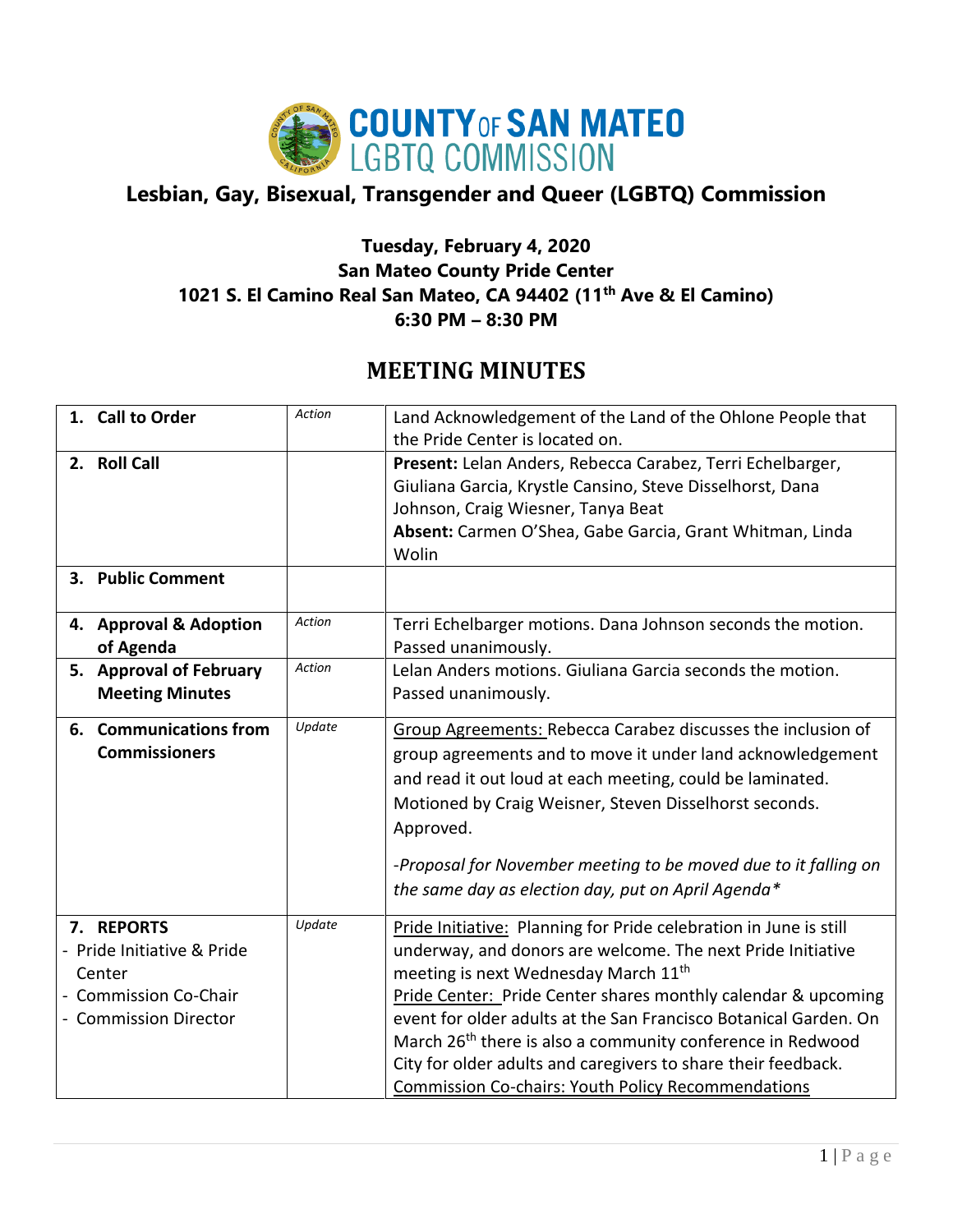# COUNTY OF SAN MATEO
## LGBTQ COMMISSION

## Lesbian, Gay, Bisexual, Transgender and Queer (LGBTQ) Commission

**Tuesday, February 4, 2020**
**San Mateo County Pride Center**
**1021 S. El Camino Real San Mateo, CA 94402 (11th Ave & El Camino)**
**6:30 PM – 8:30 PM**

## MEETING MINUTES

| | | |
|---|---|---|
| **1. Call to Order** | *Action* | Land Acknowledgement of the Land of the Ohlone People that the Pride Center is located on. |
| **2. Roll Call** | | **Present:** Lelan Anders, Rebecca Carabez, Terri Echelbarger, Giuliana Garcia, Krystle Cansino, Steve Disselhorst, Dana Johnson, Craig Wiesner, Tanya Beat<br>**Absent:** Carmen O'Shea, Gabe Garcia, Grant Whitman, Linda Wolin |
| **3. Public Comment** | | |
| **4. Approval & Adoption of Agenda** | *Action* | Terri Echelbarger motions. Dana Johnson seconds the motion. Passed unanimously. |
| **5. Approval of February Meeting Minutes** | *Action* | Lelan Anders motions. Giuliana Garcia seconds the motion. Passed unanimously. |
| **6. Communications from Commissioners** | *Update* | <u>Group Agreements:</u> Rebecca Carabez discusses the inclusion of group agreements and to move it under land acknowledgement and read it out loud at each meeting, could be laminated. Motioned by Craig Weisner, Steven Disselhorst seconds. Approved.<br><br>*-Proposal for November meeting to be moved due to it falling on the same day as election day, put on April Agenda** |
| **7. REPORTS**<br>- Pride Initiative & Pride Center<br>- Commission Co-Chair<br>- Commission Director | *Update* | <u>Pride Initiative:</u> Planning for Pride celebration in June is still underway, and donors are welcome. The next Pride Initiative meeting is next Wednesday March 11th<br><u>Pride Center:</u> Pride Center shares monthly calendar & upcoming event for older adults at the San Francisco Botanical Garden. On March 26th there is also a community conference in Redwood City for older adults and caregivers to share their feedback.<br><u>Commission Co-chairs: Youth Policy Recommendations</u> |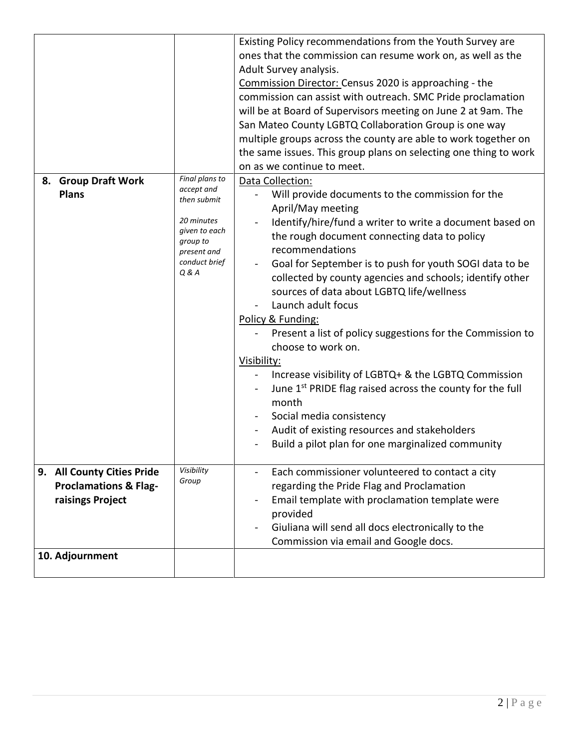| | | |
|---|---|---|
| | | Existing Policy recommendations from the Youth Survey are ones that the commission can resume work on, as well as the Adult Survey analysis.<br>Commission Director: Census 2020 is approaching - the commission can assist with outreach. SMC Pride proclamation will be at Board of Supervisors meeting on June 2 at 9am. The San Mateo County LGBTQ Collaboration Group is one way multiple groups across the county are able to work together on the same issues. This group plans on selecting one thing to work on as we continue to meet. |
| **8. Group Draft Work Plans** | *Final plans to accept and then submit*<br><br>*20 minutes given to each group to present and conduct brief Q & A* | Data Collection:<br>- Will provide documents to the commission for the April/May meeting<br>- Identify/hire/fund a writer to write a document based on the rough document connecting data to policy recommendations<br>- Goal for September is to push for youth SOGI data to be collected by county agencies and schools; identify other sources of data about LGBTQ life/wellness<br>- Launch adult focus<br>Policy & Funding:<br>- Present a list of policy suggestions for the Commission to choose to work on.<br>Visibility:<br>- Increase visibility of LGBTQ+ & the LGBTQ Commission<br>- June 1st PRIDE flag raised across the county for the full month<br>- Social media consistency<br>- Audit of existing resources and stakeholders<br>- Build a pilot plan for one marginalized community |
| **9. All County Cities Pride Proclamations & Flag-raisings Project** | *Visibility Group* | - Each commissioner volunteered to contact a city regarding the Pride Flag and Proclamation<br>- Email template with proclamation template were provided<br>- Giuliana will send all docs electronically to the Commission via email and Google docs. |
| **10. Adjournment** | | |